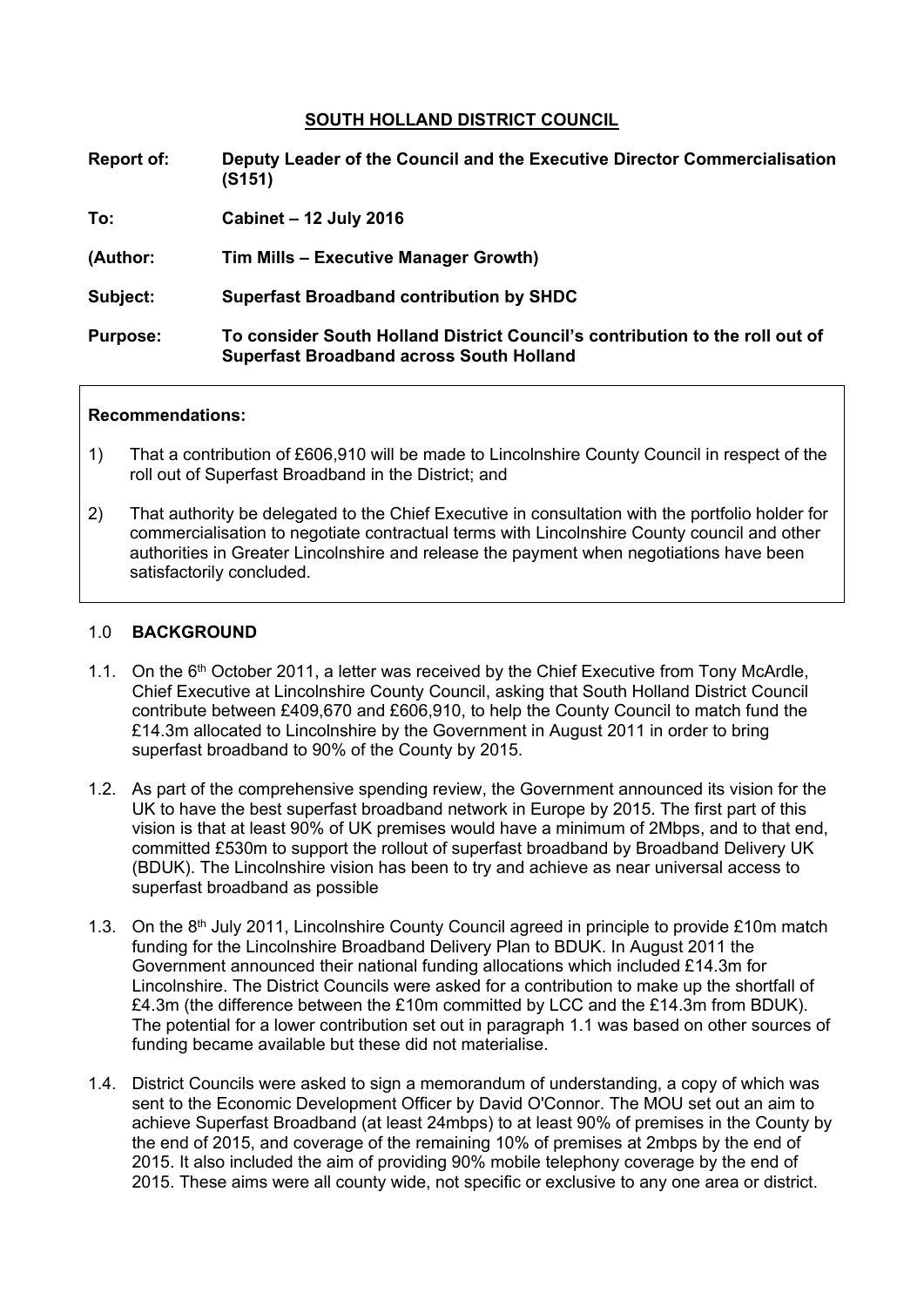# SOUTH HOLLAND DISTRICT COUNCIL

**Report of:** **Deputy Leader of the Council and the Executive Director Commercialisation (S151)**

**To:** **Cabinet – 12 July 2016**

**(Author:** **Tim Mills – Executive Manager Growth)**

**Subject:** **Superfast Broadband contribution by SHDC**

**Purpose:** **To consider South Holland District Council's contribution to the roll out of Superfast Broadband across South Holland**

**Recommendations:**

1) That a contribution of £606,910 will be made to Lincolnshire County Council in respect of the roll out of Superfast Broadband in the District; and

2) That authority be delegated to the Chief Executive in consultation with the portfolio holder for commercialisation to negotiate contractual terms with Lincolnshire County council and other authorities in Greater Lincolnshire and release the payment when negotiations have been satisfactorily concluded.

## 1.0 BACKGROUND

1.1. On the 6th October 2011, a letter was received by the Chief Executive from Tony McArdle, Chief Executive at Lincolnshire County Council, asking that South Holland District Council contribute between £409,670 and £606,910, to help the County Council to match fund the £14.3m allocated to Lincolnshire by the Government in August 2011 in order to bring superfast broadband to 90% of the County by 2015.

1.2. As part of the comprehensive spending review, the Government announced its vision for the UK to have the best superfast broadband network in Europe by 2015. The first part of this vision is that at least 90% of UK premises would have a minimum of 2Mbps, and to that end, committed £530m to support the rollout of superfast broadband by Broadband Delivery UK (BDUK). The Lincolnshire vision has been to try and achieve as near universal access to superfast broadband as possible

1.3. On the 8th July 2011, Lincolnshire County Council agreed in principle to provide £10m match funding for the Lincolnshire Broadband Delivery Plan to BDUK. In August 2011 the Government announced their national funding allocations which included £14.3m for Lincolnshire. The District Councils were asked for a contribution to make up the shortfall of £4.3m (the difference between the £10m committed by LCC and the £14.3m from BDUK). The potential for a lower contribution set out in paragraph 1.1 was based on other sources of funding became available but these did not materialise.

1.4. District Councils were asked to sign a memorandum of understanding, a copy of which was sent to the Economic Development Officer by David O'Connor. The MOU set out an aim to achieve Superfast Broadband (at least 24mbps) to at least 90% of premises in the County by the end of 2015, and coverage of the remaining 10% of premises at 2mbps by the end of 2015. It also included the aim of providing 90% mobile telephony coverage by the end of 2015. These aims were all county wide, not specific or exclusive to any one area or district.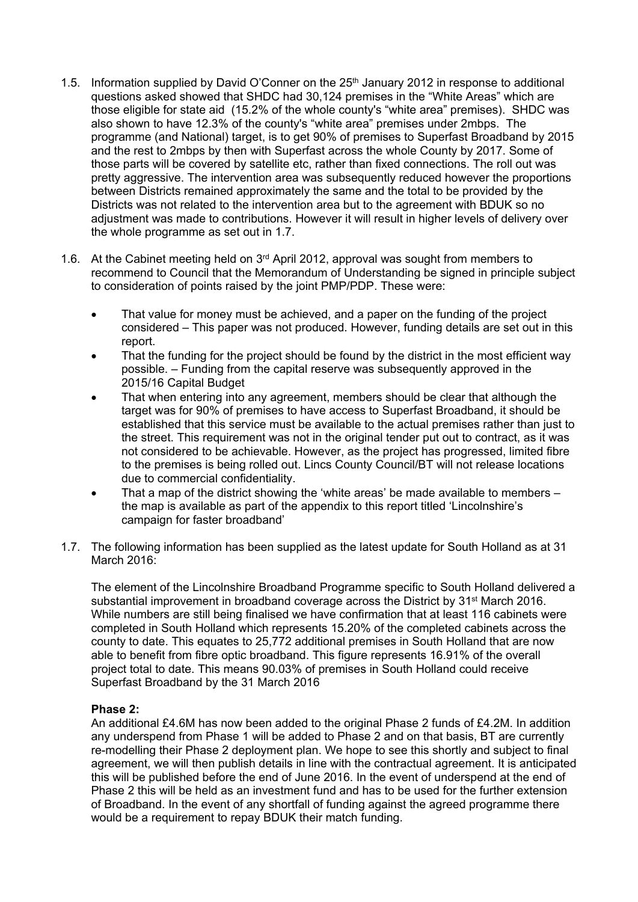1.5. Information supplied by David O'Conner on the 25th January 2012 in response to additional questions asked showed that SHDC had 30,124 premises in the "White Areas" which are those eligible for state aid (15.2% of the whole county's "white area" premises). SHDC was also shown to have 12.3% of the county's "white area" premises under 2mbps. The programme (and National) target, is to get 90% of premises to Superfast Broadband by 2015 and the rest to 2mbps by then with Superfast across the whole County by 2017. Some of those parts will be covered by satellite etc, rather than fixed connections. The roll out was pretty aggressive. The intervention area was subsequently reduced however the proportions between Districts remained approximately the same and the total to be provided by the Districts was not related to the intervention area but to the agreement with BDUK so no adjustment was made to contributions. However it will result in higher levels of delivery over the whole programme as set out in 1.7.

1.6. At the Cabinet meeting held on 3rd April 2012, approval was sought from members to recommend to Council that the Memorandum of Understanding be signed in principle subject to consideration of points raised by the joint PMP/PDP. These were:

- That value for money must be achieved, and a paper on the funding of the project considered – This paper was not produced. However, funding details are set out in this report.
- That the funding for the project should be found by the district in the most efficient way possible. – Funding from the capital reserve was subsequently approved in the 2015/16 Capital Budget
- That when entering into any agreement, members should be clear that although the target was for 90% of premises to have access to Superfast Broadband, it should be established that this service must be available to the actual premises rather than just to the street. This requirement was not in the original tender put out to contract, as it was not considered to be achievable. However, as the project has progressed, limited fibre to the premises is being rolled out. Lincs County Council/BT will not release locations due to commercial confidentiality.
- That a map of the district showing the 'white areas' be made available to members – the map is available as part of the appendix to this report titled 'Lincolnshire's campaign for faster broadband'

1.7. The following information has been supplied as the latest update for South Holland as at 31 March 2016:

The element of the Lincolnshire Broadband Programme specific to South Holland delivered a substantial improvement in broadband coverage across the District by 31st March 2016. While numbers are still being finalised we have confirmation that at least 116 cabinets were completed in South Holland which represents 15.20% of the completed cabinets across the county to date. This equates to 25,772 additional premises in South Holland that are now able to benefit from fibre optic broadband. This figure represents 16.91% of the overall project total to date. This means 90.03% of premises in South Holland could receive Superfast Broadband by the 31 March 2016

**Phase 2:**

An additional £4.6M has now been added to the original Phase 2 funds of £4.2M. In addition any underspend from Phase 1 will be added to Phase 2 and on that basis, BT are currently re-modelling their Phase 2 deployment plan. We hope to see this shortly and subject to final agreement, we will then publish details in line with the contractual agreement. It is anticipated this will be published before the end of June 2016. In the event of underspend at the end of Phase 2 this will be held as an investment fund and has to be used for the further extension of Broadband. In the event of any shortfall of funding against the agreed programme there would be a requirement to repay BDUK their match funding.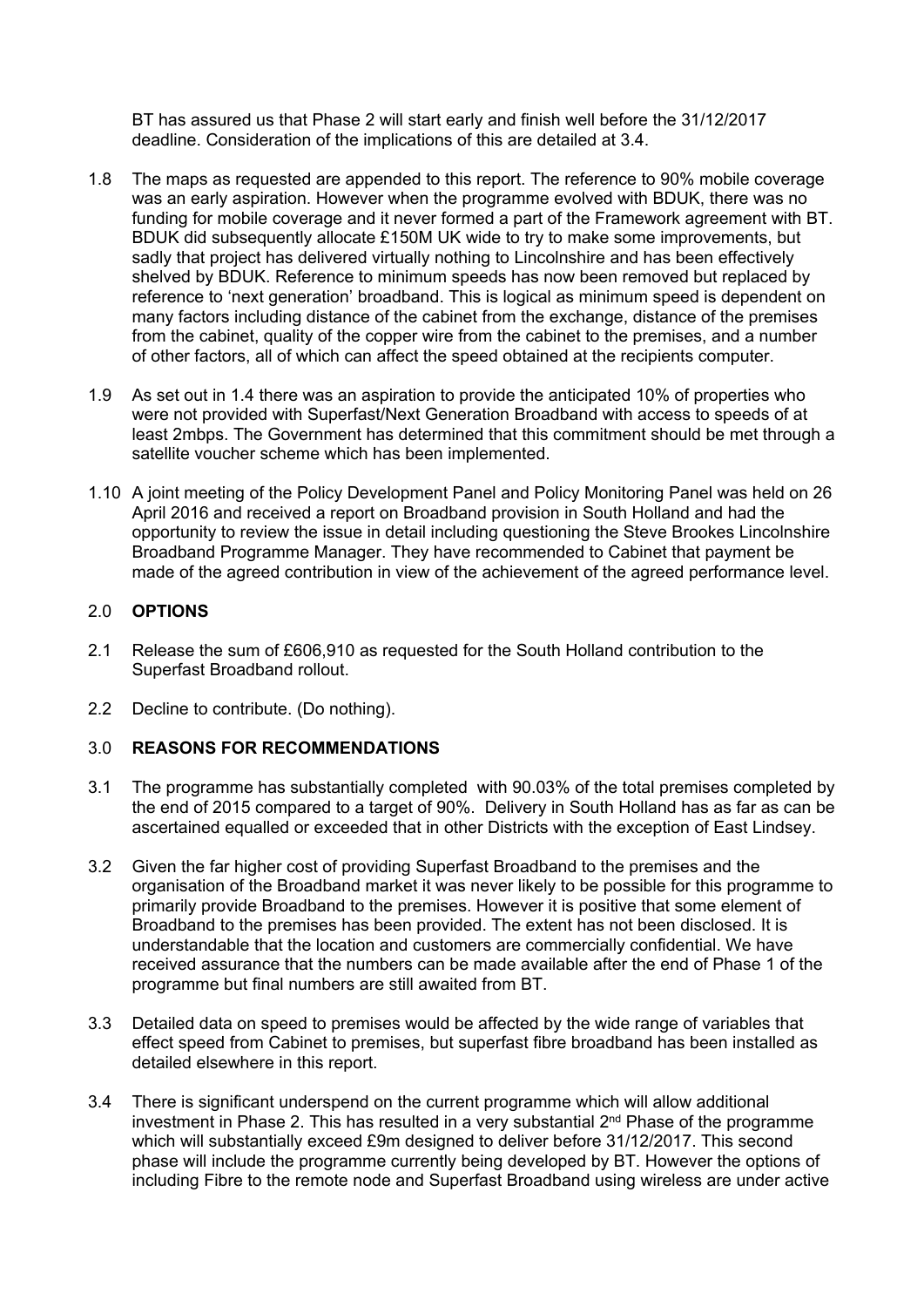BT has assured us that Phase 2 will start early and finish well before the 31/12/2017 deadline. Consideration of the implications of this are detailed at 3.4.

1.8 The maps as requested are appended to this report. The reference to 90% mobile coverage was an early aspiration. However when the programme evolved with BDUK, there was no funding for mobile coverage and it never formed a part of the Framework agreement with BT. BDUK did subsequently allocate £150M UK wide to try to make some improvements, but sadly that project has delivered virtually nothing to Lincolnshire and has been effectively shelved by BDUK. Reference to minimum speeds has now been removed but replaced by reference to 'next generation' broadband. This is logical as minimum speed is dependent on many factors including distance of the cabinet from the exchange, distance of the premises from the cabinet, quality of the copper wire from the cabinet to the premises, and a number of other factors, all of which can affect the speed obtained at the recipients computer.

1.9 As set out in 1.4 there was an aspiration to provide the anticipated 10% of properties who were not provided with Superfast/Next Generation Broadband with access to speeds of at least 2mbps. The Government has determined that this commitment should be met through a satellite voucher scheme which has been implemented.

1.10 A joint meeting of the Policy Development Panel and Policy Monitoring Panel was held on 26 April 2016 and received a report on Broadband provision in South Holland and had the opportunity to review the issue in detail including questioning the Steve Brookes Lincolnshire Broadband Programme Manager. They have recommended to Cabinet that payment be made of the agreed contribution in view of the achievement of the agreed performance level.

## 2.0 OPTIONS

2.1 Release the sum of £606,910 as requested for the South Holland contribution to the Superfast Broadband rollout.

2.2 Decline to contribute. (Do nothing).

## 3.0 REASONS FOR RECOMMENDATIONS

3.1 The programme has substantially completed with 90.03% of the total premises completed by the end of 2015 compared to a target of 90%. Delivery in South Holland has as far as can be ascertained equalled or exceeded that in other Districts with the exception of East Lindsey.

3.2 Given the far higher cost of providing Superfast Broadband to the premises and the organisation of the Broadband market it was never likely to be possible for this programme to primarily provide Broadband to the premises. However it is positive that some element of Broadband to the premises has been provided. The extent has not been disclosed. It is understandable that the location and customers are commercially confidential. We have received assurance that the numbers can be made available after the end of Phase 1 of the programme but final numbers are still awaited from BT.

3.3 Detailed data on speed to premises would be affected by the wide range of variables that effect speed from Cabinet to premises, but superfast fibre broadband has been installed as detailed elsewhere in this report.

3.4 There is significant underspend on the current programme which will allow additional investment in Phase 2. This has resulted in a very substantial 2nd Phase of the programme which will substantially exceed £9m designed to deliver before 31/12/2017. This second phase will include the programme currently being developed by BT. However the options of including Fibre to the remote node and Superfast Broadband using wireless are under active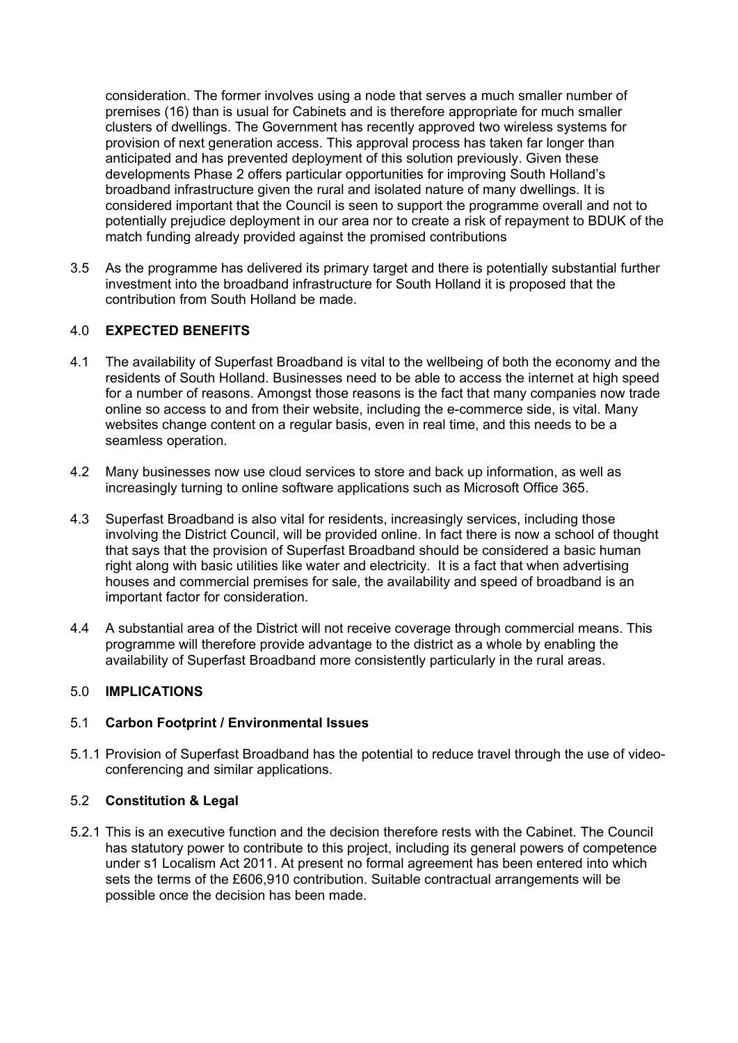consideration. The former involves using a node that serves a much smaller number of premises (16) than is usual for Cabinets and is therefore appropriate for much smaller clusters of dwellings. The Government has recently approved two wireless systems for provision of next generation access. This approval process has taken far longer than anticipated and has prevented deployment of this solution previously. Given these developments Phase 2 offers particular opportunities for improving South Holland's broadband infrastructure given the rural and isolated nature of many dwellings. It is considered important that the Council is seen to support the programme overall and not to potentially prejudice deployment in our area nor to create a risk of repayment to BDUK of the match funding already provided against the promised contributions

3.5 As the programme has delivered its primary target and there is potentially substantial further investment into the broadband infrastructure for South Holland it is proposed that the contribution from South Holland be made.

## 4.0 **EXPECTED BENEFITS**

4.1 The availability of Superfast Broadband is vital to the wellbeing of both the economy and the residents of South Holland. Businesses need to be able to access the internet at high speed for a number of reasons. Amongst those reasons is the fact that many companies now trade online so access to and from their website, including the e-commerce side, is vital. Many websites change content on a regular basis, even in real time, and this needs to be a seamless operation.

4.2 Many businesses now use cloud services to store and back up information, as well as increasingly turning to online software applications such as Microsoft Office 365.

4.3 Superfast Broadband is also vital for residents, increasingly services, including those involving the District Council, will be provided online. In fact there is now a school of thought that says that the provision of Superfast Broadband should be considered a basic human right along with basic utilities like water and electricity. It is a fact that when advertising houses and commercial premises for sale, the availability and speed of broadband is an important factor for consideration.

4.4 A substantial area of the District will not receive coverage through commercial means. This programme will therefore provide advantage to the district as a whole by enabling the availability of Superfast Broadband more consistently particularly in the rural areas.

## 5.0 **IMPLICATIONS**

### 5.1 **Carbon Footprint / Environmental Issues**

5.1.1 Provision of Superfast Broadband has the potential to reduce travel through the use of video-conferencing and similar applications.

### 5.2 **Constitution & Legal**

5.2.1 This is an executive function and the decision therefore rests with the Cabinet. The Council has statutory power to contribute to this project, including its general powers of competence under s1 Localism Act 2011. At present no formal agreement has been entered into which sets the terms of the £606,910 contribution. Suitable contractual arrangements will be possible once the decision has been made.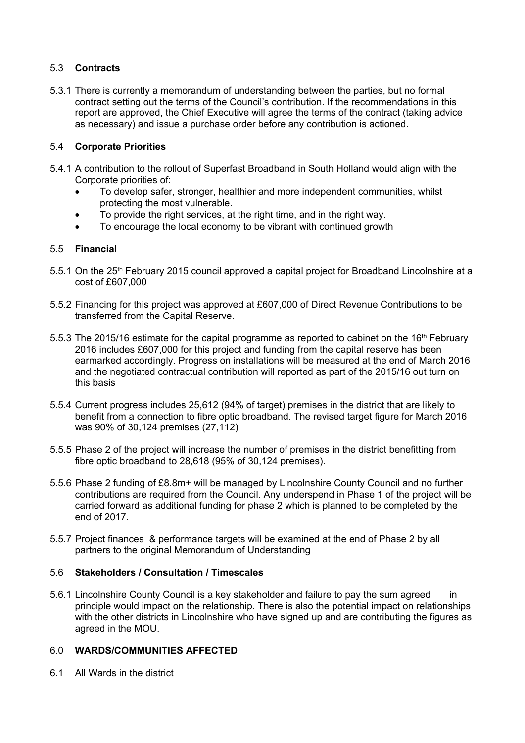### 5.3 **Contracts**

5.3.1 There is currently a memorandum of understanding between the parties, but no formal contract setting out the terms of the Council's contribution. If the recommendations in this report are approved, the Chief Executive will agree the terms of the contract (taking advice as necessary) and issue a purchase order before any contribution is actioned.

### 5.4 **Corporate Priorities**

5.4.1 A contribution to the rollout of Superfast Broadband in South Holland would align with the Corporate priorities of:

- To develop safer, stronger, healthier and more independent communities, whilst protecting the most vulnerable.
- To provide the right services, at the right time, and in the right way.
- To encourage the local economy to be vibrant with continued growth

### 5.5 **Financial**

5.5.1 On the 25th February 2015 council approved a capital project for Broadband Lincolnshire at a cost of £607,000

5.5.2 Financing for this project was approved at £607,000 of Direct Revenue Contributions to be transferred from the Capital Reserve.

5.5.3 The 2015/16 estimate for the capital programme as reported to cabinet on the 16th February 2016 includes £607,000 for this project and funding from the capital reserve has been earmarked accordingly. Progress on installations will be measured at the end of March 2016 and the negotiated contractual contribution will reported as part of the 2015/16 out turn on this basis

5.5.4 Current progress includes 25,612 (94% of target) premises in the district that are likely to benefit from a connection to fibre optic broadband. The revised target figure for March 2016 was 90% of 30,124 premises (27,112)

5.5.5 Phase 2 of the project will increase the number of premises in the district benefitting from fibre optic broadband to 28,618 (95% of 30,124 premises).

5.5.6 Phase 2 funding of £8.8m+ will be managed by Lincolnshire County Council and no further contributions are required from the Council. Any underspend in Phase 1 of the project will be carried forward as additional funding for phase 2 which is planned to be completed by the end of 2017.

5.5.7 Project finances & performance targets will be examined at the end of Phase 2 by all partners to the original Memorandum of Understanding

### 5.6 **Stakeholders / Consultation / Timescales**

5.6.1 Lincolnshire County Council is a key stakeholder and failure to pay the sum agreed in principle would impact on the relationship. There is also the potential impact on relationships with the other districts in Lincolnshire who have signed up and are contributing the figures as agreed in the MOU.

## 6.0 **WARDS/COMMUNITIES AFFECTED**

6.1 All Wards in the district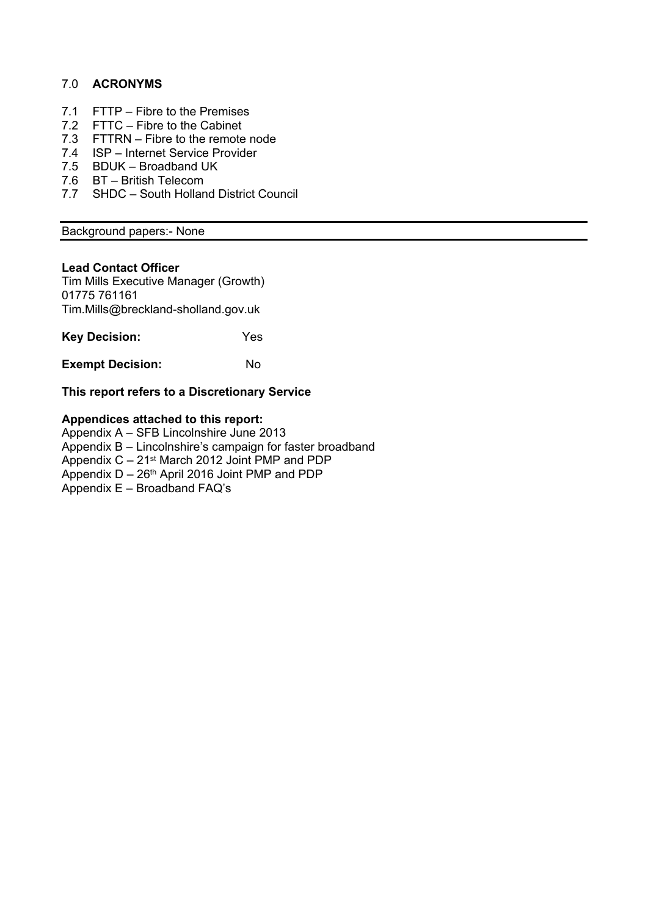## 7.0 ACRONYMS

7.1 FTTP – Fibre to the Premises
7.2 FTTC – Fibre to the Cabinet
7.3 FTTRN – Fibre to the remote node
7.4 ISP – Internet Service Provider
7.5 BDUK – Broadband UK
7.6 BT – British Telecom
7.7 SHDC – South Holland District Council

---

Background papers:- None

---

**Lead Contact Officer**
Tim Mills Executive Manager (Growth)
01775 761161
Tim.Mills@breckland-sholland.gov.uk

**Key Decision:** Yes

**Exempt Decision:** No

**This report refers to a Discretionary Service**

**Appendices attached to this report:**
Appendix A – SFB Lincolnshire June 2013
Appendix B – Lincolnshire's campaign for faster broadband
Appendix C – 21st March 2012 Joint PMP and PDP
Appendix D – 26th April 2016 Joint PMP and PDP
Appendix E – Broadband FAQ's